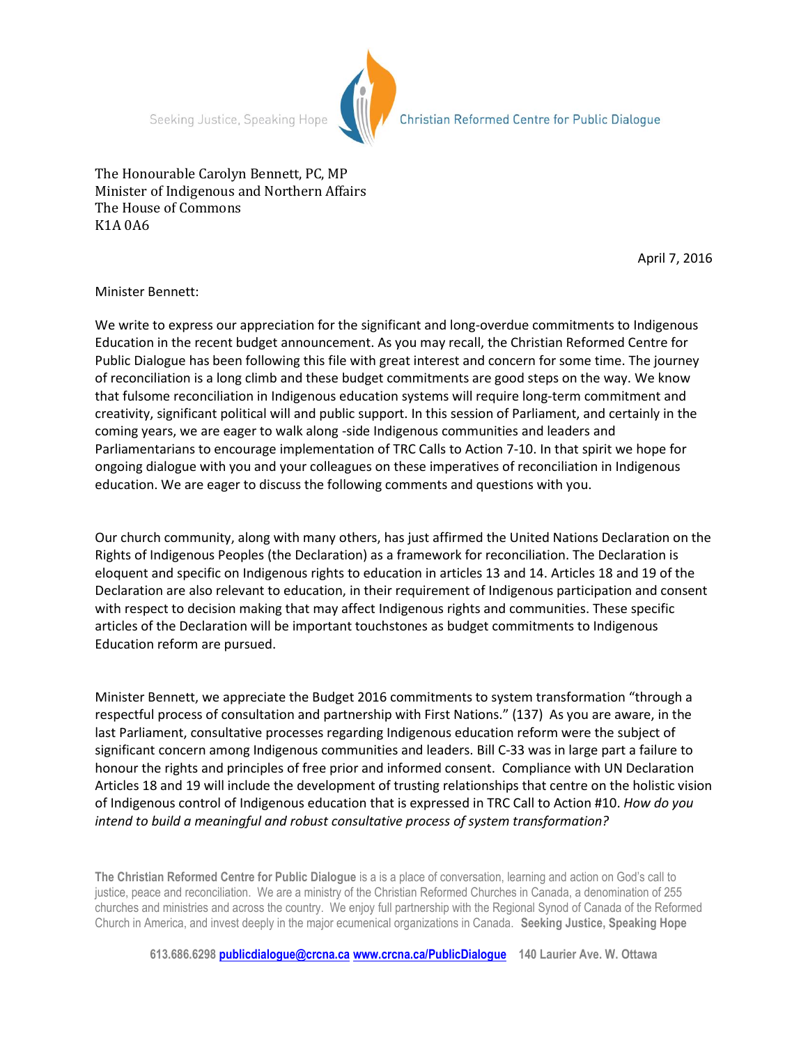Seeking Justice, Speaking Hope

Christian Reformed Centre for Public Dialogue

The Honourable Carolyn Bennett, PC, MP
Minister of Indigenous and Northern Affairs
The House of Commons
K1A 0A6

April 7, 2016

Minister Bennett:

We write to express our appreciation for the significant and long-overdue commitments to Indigenous Education in the recent budget announcement. As you may recall, the Christian Reformed Centre for Public Dialogue has been following this file with great interest and concern for some time. The journey of reconciliation is a long climb and these budget commitments are good steps on the way. We know that fulsome reconciliation in Indigenous education systems will require long-term commitment and creativity, significant political will and public support. In this session of Parliament, and certainly in the coming years, we are eager to walk along -side Indigenous communities and leaders and Parliamentarians to encourage implementation of TRC Calls to Action 7-10. In that spirit we hope for ongoing dialogue with you and your colleagues on these imperatives of reconciliation in Indigenous education. We are eager to discuss the following comments and questions with you.

Our church community, along with many others, has just affirmed the United Nations Declaration on the Rights of Indigenous Peoples (the Declaration) as a framework for reconciliation. The Declaration is eloquent and specific on Indigenous rights to education in articles 13 and 14. Articles 18 and 19 of the Declaration are also relevant to education, in their requirement of Indigenous participation and consent with respect to decision making that may affect Indigenous rights and communities. These specific articles of the Declaration will be important touchstones as budget commitments to Indigenous Education reform are pursued.

Minister Bennett, we appreciate the Budget 2016 commitments to system transformation "through a respectful process of consultation and partnership with First Nations." (137) As you are aware, in the last Parliament, consultative processes regarding Indigenous education reform were the subject of significant concern among Indigenous communities and leaders. Bill C-33 was in large part a failure to honour the rights and principles of free prior and informed consent. Compliance with UN Declaration Articles 18 and 19 will include the development of trusting relationships that centre on the holistic vision of Indigenous control of Indigenous education that is expressed in TRC Call to Action #10. *How do you intend to build a meaningful and robust consultative process of system transformation?*

**The Christian Reformed Centre for Public Dialogue** is a is a place of conversation, learning and action on God's call to justice, peace and reconciliation. We are a ministry of the Christian Reformed Churches in Canada, a denomination of 255 churches and ministries and across the country. We enjoy full partnership with the Regional Synod of Canada of the Reformed Church in America, and invest deeply in the major ecumenical organizations in Canada. **Seeking Justice, Speaking Hope**

**613.686.6298 publicdialogue@crcna.ca www.crcna.ca/PublicDialogue 140 Laurier Ave. W. Ottawa**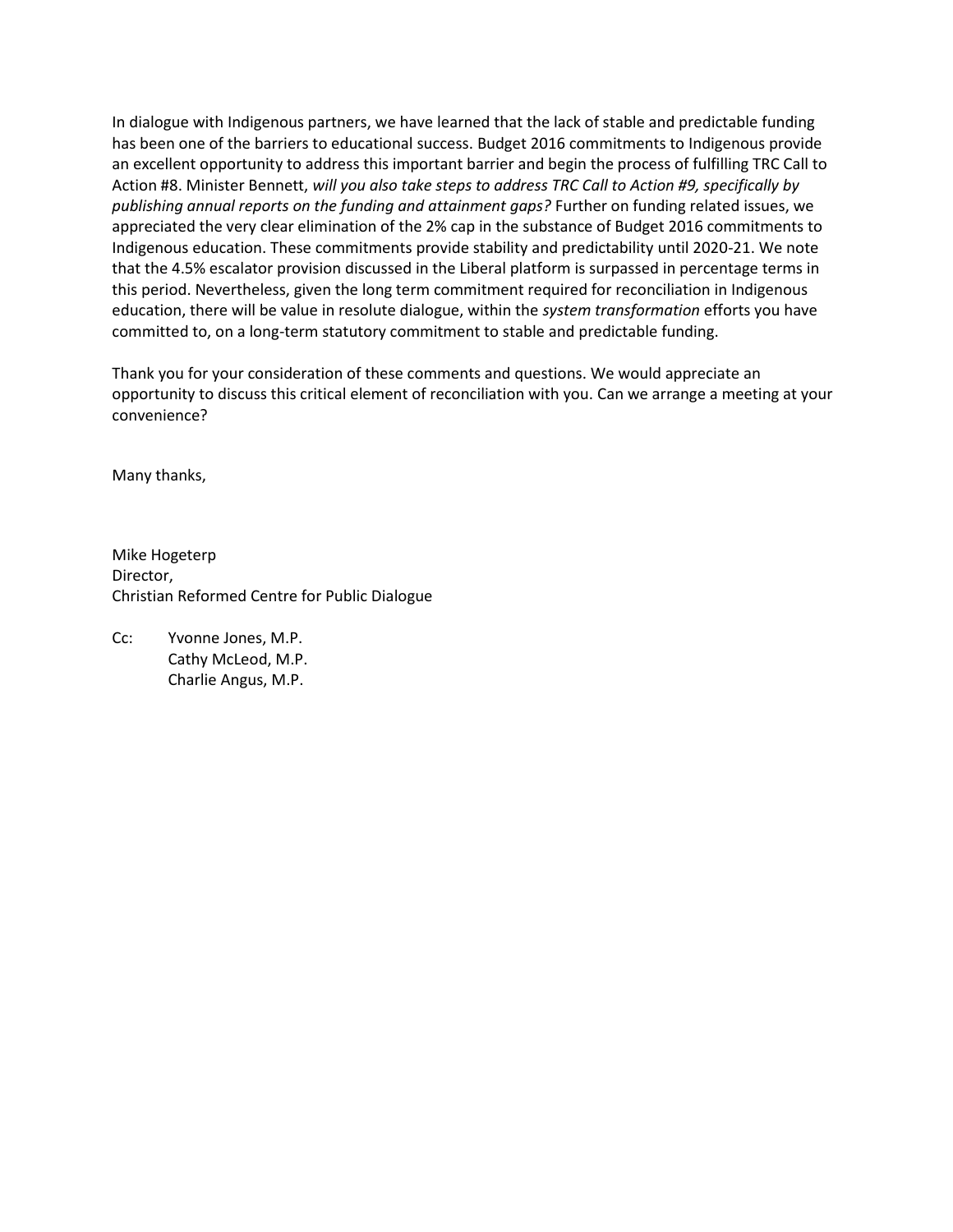In dialogue with Indigenous partners, we have learned that the lack of stable and predictable funding has been one of the barriers to educational success. Budget 2016 commitments to Indigenous provide an excellent opportunity to address this important barrier and begin the process of fulfilling TRC Call to Action #8. Minister Bennett, *will you also take steps to address TRC Call to Action #9, specifically by publishing annual reports on the funding and attainment gaps?* Further on funding related issues, we appreciated the very clear elimination of the 2% cap in the substance of Budget 2016 commitments to Indigenous education. These commitments provide stability and predictability until 2020-21. We note that the 4.5% escalator provision discussed in the Liberal platform is surpassed in percentage terms in this period. Nevertheless, given the long term commitment required for reconciliation in Indigenous education, there will be value in resolute dialogue, within the *system transformation* efforts you have committed to, on a long-term statutory commitment to stable and predictable funding.

Thank you for your consideration of these comments and questions. We would appreciate an opportunity to discuss this critical element of reconciliation with you. Can we arrange a meeting at your convenience?

Many thanks,

Mike Hogeterp  
Director,  
Christian Reformed Centre for Public Dialogue

Cc: Yvonne Jones, M.P.  
Cathy McLeod, M.P.  
Charlie Angus, M.P.